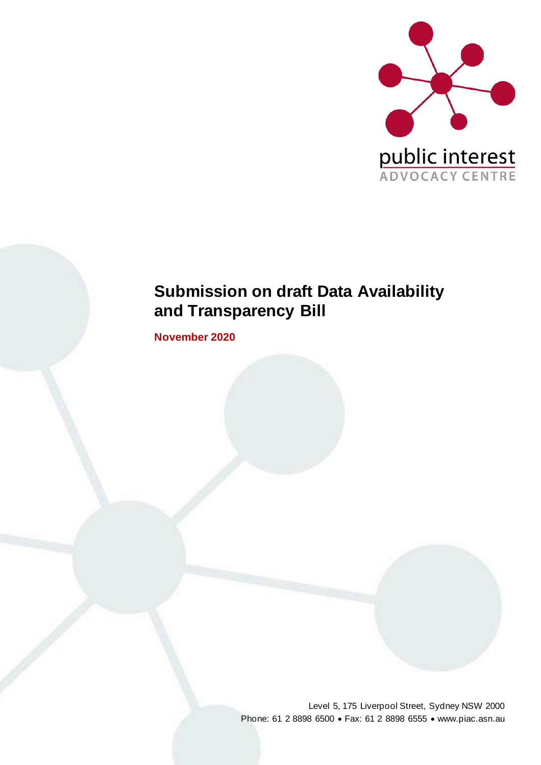public interest
ADVOCACY CENTRE

# Submission on draft Data Availability and Transparency Bill

**November 2020**

Level 5, 175 Liverpool Street, Sydney NSW 2000
Phone: 61 2 8898 6500 • Fax: 61 2 8898 6555 • www.piac.asn.au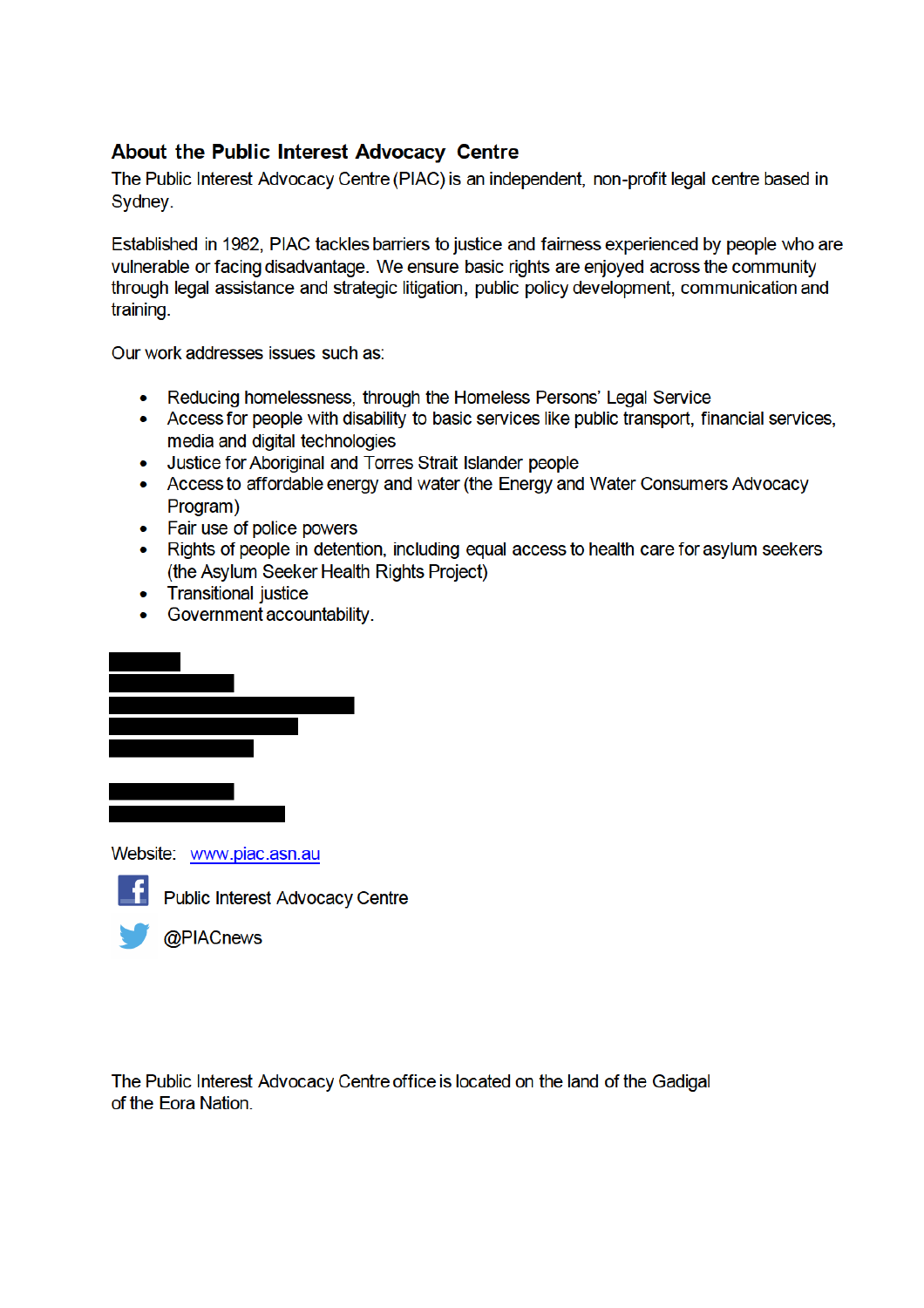## About the Public Interest Advocacy Centre

The Public Interest Advocacy Centre (PIAC) is an independent, non-profit legal centre based in Sydney.

Established in 1982, PIAC tackles barriers to justice and fairness experienced by people who are vulnerable or facing disadvantage. We ensure basic rights are enjoyed across the community through legal assistance and strategic litigation, public policy development, communication and training.

Our work addresses issues such as:

- Reducing homelessness, through the Homeless Persons' Legal Service
- Access for people with disability to basic services like public transport, financial services, media and digital technologies
- Justice for Aboriginal and Torres Strait Islander people
- Access to affordable energy and water (the Energy and Water Consumers Advocacy Program)
- Fair use of police powers
- Rights of people in detention, including equal access to health care for asylum seekers (the Asylum Seeker Health Rights Project)
- Transitional justice
- Government accountability.

Website: www.piac.asn.au

Public Interest Advocacy Centre

@PIACnews

The Public Interest Advocacy Centre office is located on the land of the Gadigal of the Eora Nation.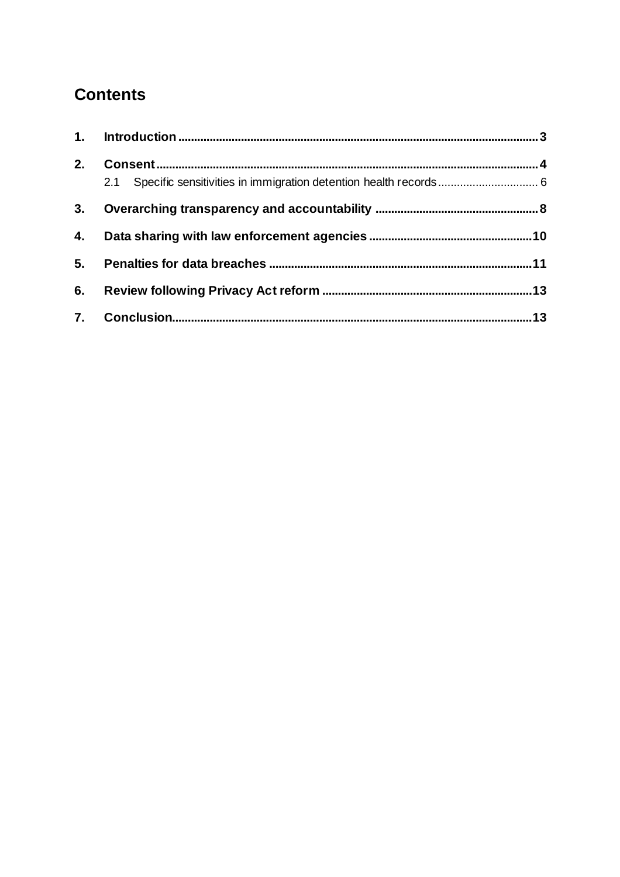## Contents

1. **Introduction** ........ 3
2. **Consent** ........ 4
   2.1 Specific sensitivities in immigration detention health records ........ 6
3. **Overarching transparency and accountability** ........ 8
4. **Data sharing with law enforcement agencies** ........ 10
5. **Penalties for data breaches** ........ 11
6. **Review following Privacy Act reform** ........ 13
7. **Conclusion** ........ 13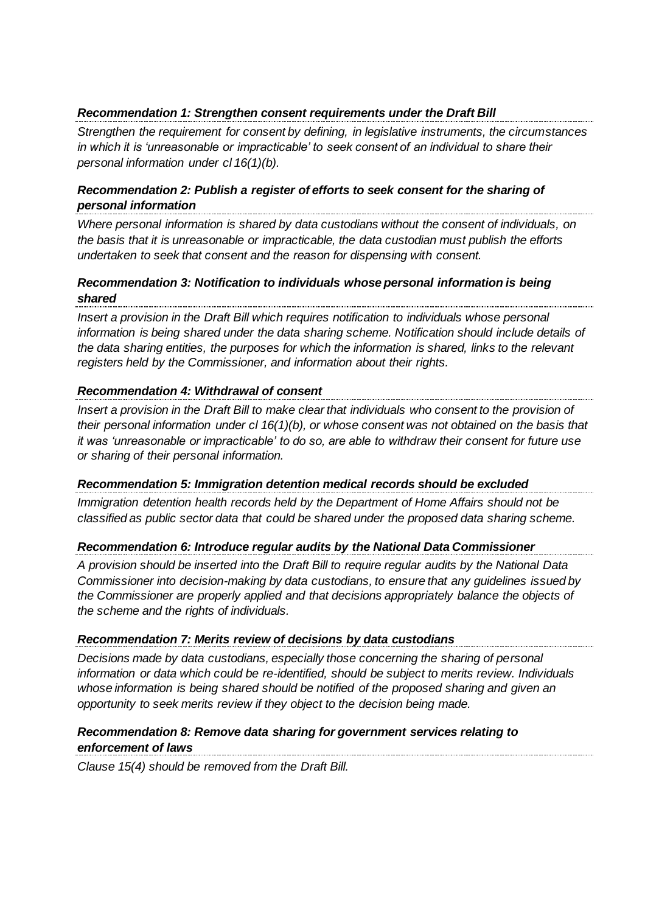### *Recommendation 1: Strengthen consent requirements under the Draft Bill*

*Strengthen the requirement for consent by defining, in legislative instruments, the circumstances in which it is 'unreasonable or impracticable' to seek consent of an individual to share their personal information under cl 16(1)(b).*

### *Recommendation 2: Publish a register of efforts to seek consent for the sharing of personal information*

*Where personal information is shared by data custodians without the consent of individuals, on the basis that it is unreasonable or impracticable, the data custodian must publish the efforts undertaken to seek that consent and the reason for dispensing with consent.*

### *Recommendation 3: Notification to individuals whose personal information is being shared*

*Insert a provision in the Draft Bill which requires notification to individuals whose personal information is being shared under the data sharing scheme. Notification should include details of the data sharing entities, the purposes for which the information is shared, links to the relevant registers held by the Commissioner, and information about their rights.*

### *Recommendation 4: Withdrawal of consent*

*Insert a provision in the Draft Bill to make clear that individuals who consent to the provision of their personal information under cl 16(1)(b), or whose consent was not obtained on the basis that it was 'unreasonable or impracticable' to do so, are able to withdraw their consent for future use or sharing of their personal information.*

### *Recommendation 5: Immigration detention medical records should be excluded*

*Immigration detention health records held by the Department of Home Affairs should not be classified as public sector data that could be shared under the proposed data sharing scheme.*

### *Recommendation 6: Introduce regular audits by the National Data Commissioner*

*A provision should be inserted into the Draft Bill to require regular audits by the National Data Commissioner into decision-making by data custodians, to ensure that any guidelines issued by the Commissioner are properly applied and that decisions appropriately balance the objects of the scheme and the rights of individuals.*

### *Recommendation 7: Merits review of decisions by data custodians*

*Decisions made by data custodians, especially those concerning the sharing of personal information or data which could be re-identified, should be subject to merits review. Individuals whose information is being shared should be notified of the proposed sharing and given an opportunity to seek merits review if they object to the decision being made.*

### *Recommendation 8: Remove data sharing for government services relating to enforcement of laws*

*Clause 15(4) should be removed from the Draft Bill.*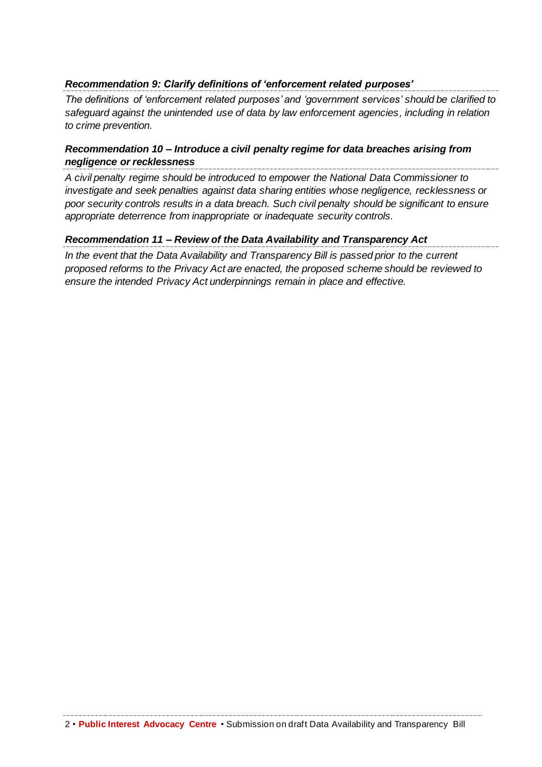### *Recommendation 9: Clarify definitions of 'enforcement related purposes'*

*The definitions of 'enforcement related purposes' and 'government services' should be clarified to safeguard against the unintended use of data by law enforcement agencies, including in relation to crime prevention.*

### *Recommendation 10 – Introduce a civil penalty regime for data breaches arising from negligence or recklessness*

*A civil penalty regime should be introduced to empower the National Data Commissioner to investigate and seek penalties against data sharing entities whose negligence, recklessness or poor security controls results in a data breach. Such civil penalty should be significant to ensure appropriate deterrence from inappropriate or inadequate security controls.*

### *Recommendation 11 – Review of the Data Availability and Transparency Act*

*In the event that the Data Availability and Transparency Bill is passed prior to the current proposed reforms to the Privacy Act are enacted, the proposed scheme should be reviewed to ensure the intended Privacy Act underpinnings remain in place and effective.*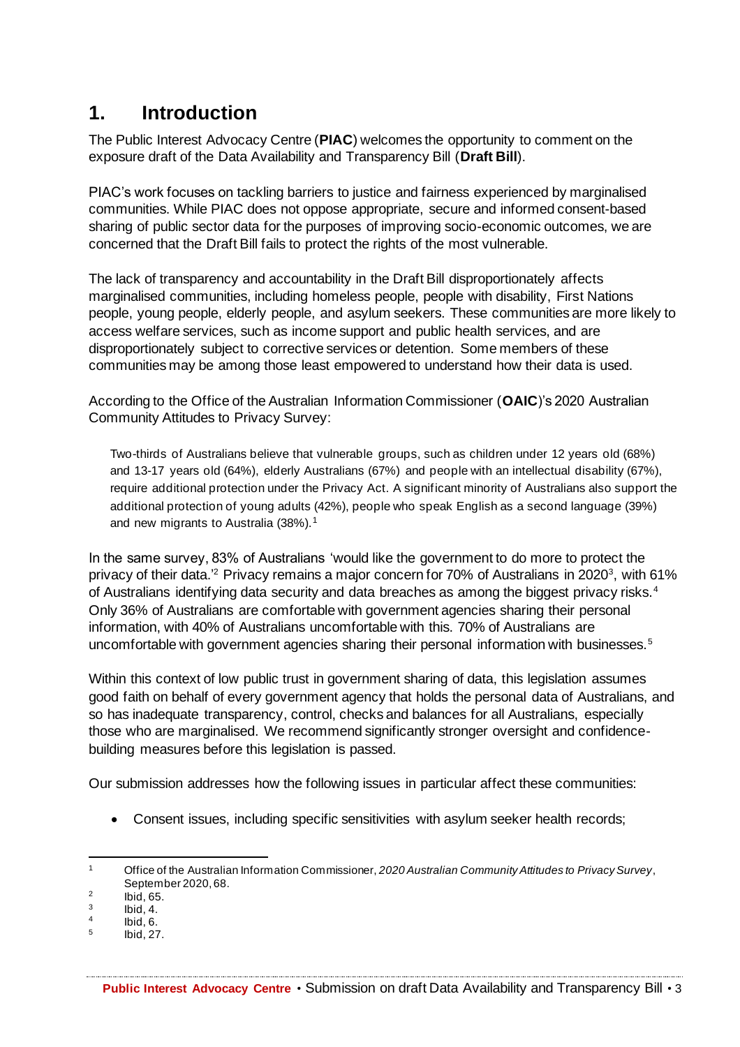# 1. Introduction

The Public Interest Advocacy Centre (**PIAC**) welcomes the opportunity to comment on the exposure draft of the Data Availability and Transparency Bill (**Draft Bill**).

PIAC's work focuses on tackling barriers to justice and fairness experienced by marginalised communities. While PIAC does not oppose appropriate, secure and informed consent-based sharing of public sector data for the purposes of improving socio-economic outcomes, we are concerned that the Draft Bill fails to protect the rights of the most vulnerable.

The lack of transparency and accountability in the Draft Bill disproportionately affects marginalised communities, including homeless people, people with disability, First Nations people, young people, elderly people, and asylum seekers. These communities are more likely to access welfare services, such as income support and public health services, and are disproportionately subject to corrective services or detention. Some members of these communities may be among those least empowered to understand how their data is used.

According to the Office of the Australian Information Commissioner (**OAIC**)'s 2020 Australian Community Attitudes to Privacy Survey:

> Two-thirds of Australians believe that vulnerable groups, such as children under 12 years old (68%) and 13-17 years old (64%), elderly Australians (67%) and people with an intellectual disability (67%), require additional protection under the Privacy Act. A significant minority of Australians also support the additional protection of young adults (42%), people who speak English as a second language (39%) and new migrants to Australia (38%).[1]

In the same survey, 83% of Australians 'would like the government to do more to protect the privacy of their data.'[2] Privacy remains a major concern for 70% of Australians in 2020[3], with 61% of Australians identifying data security and data breaches as among the biggest privacy risks.[4] Only 36% of Australians are comfortable with government agencies sharing their personal information, with 40% of Australians uncomfortable with this. 70% of Australians are uncomfortable with government agencies sharing their personal information with businesses.[5]

Within this context of low public trust in government sharing of data, this legislation assumes good faith on behalf of every government agency that holds the personal data of Australians, and so has inadequate transparency, control, checks and balances for all Australians, especially those who are marginalised. We recommend significantly stronger oversight and confidence-building measures before this legislation is passed.

Our submission addresses how the following issues in particular affect these communities:

- Consent issues, including specific sensitivities with asylum seeker health records;

---

[1] Office of the Australian Information Commissioner, *2020 Australian Community Attitudes to Privacy Survey*, September 2020, 68.

[2] Ibid, 65.

[3] Ibid, 4.

[4] Ibid, 6.

[5] Ibid, 27.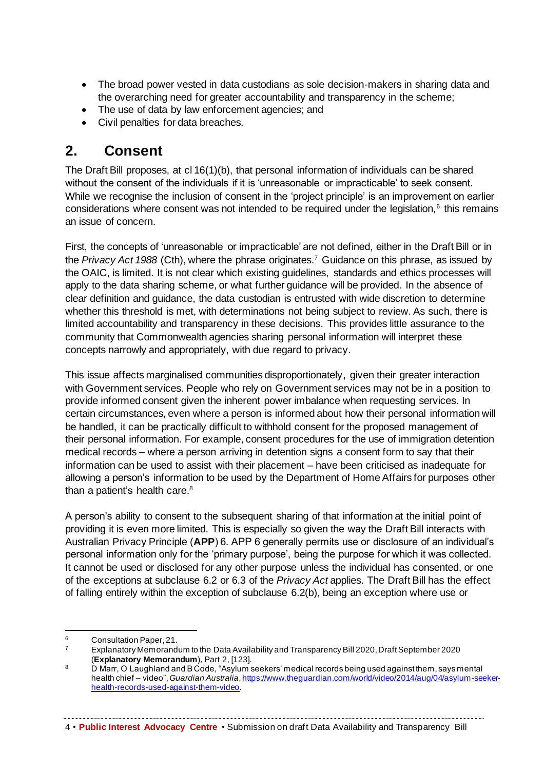- The broad power vested in data custodians as sole decision-makers in sharing data and the overarching need for greater accountability and transparency in the scheme;
- The use of data by law enforcement agencies; and
- Civil penalties for data breaches.

## 2. Consent

The Draft Bill proposes, at cl 16(1)(b), that personal information of individuals can be shared without the consent of the individuals if it is 'unreasonable or impracticable' to seek consent. While we recognise the inclusion of consent in the 'project principle' is an improvement on earlier considerations where consent was not intended to be required under the legislation,[6] this remains an issue of concern.

First, the concepts of 'unreasonable or impracticable' are not defined, either in the Draft Bill or in the *Privacy Act 1988* (Cth), where the phrase originates.[7] Guidance on this phrase, as issued by the OAIC, is limited. It is not clear which existing guidelines, standards and ethics processes will apply to the data sharing scheme, or what further guidance will be provided. In the absence of clear definition and guidance, the data custodian is entrusted with wide discretion to determine whether this threshold is met, with determinations not being subject to review. As such, there is limited accountability and transparency in these decisions. This provides little assurance to the community that Commonwealth agencies sharing personal information will interpret these concepts narrowly and appropriately, with due regard to privacy.

This issue affects marginalised communities disproportionately, given their greater interaction with Government services. People who rely on Government services may not be in a position to provide informed consent given the inherent power imbalance when requesting services. In certain circumstances, even where a person is informed about how their personal information will be handled, it can be practically difficult to withhold consent for the proposed management of their personal information. For example, consent procedures for the use of immigration detention medical records – where a person arriving in detention signs a consent form to say that their information can be used to assist with their placement – have been criticised as inadequate for allowing a person's information to be used by the Department of Home Affairs for purposes other than a patient's health care.[8]

A person's ability to consent to the subsequent sharing of that information at the initial point of providing it is even more limited. This is especially so given the way the Draft Bill interacts with Australian Privacy Principle (**APP**) 6. APP 6 generally permits use or disclosure of an individual's personal information only for the 'primary purpose', being the purpose for which it was collected. It cannot be used or disclosed for any other purpose unless the individual has consented, or one of the exceptions at subclause 6.2 or 6.3 of the *Privacy Act* applies. The Draft Bill has the effect of falling entirely within the exception of subclause 6.2(b), being an exception where use or

---

[6] Consultation Paper, 21.

[7] Explanatory Memorandum to the Data Availability and Transparency Bill 2020, Draft September 2020 (**Explanatory Memorandum**), Part 2, [123].

[8] D Marr, O Laughland and B Code, "Asylum seekers' medical records being used against them, says mental health chief – video", *Guardian Australia*, [https://www.theguardian.com/world/video/2014/aug/04/asylum-seeker-health-records-used-against-them-video](https://www.theguardian.com/world/video/2014/aug/04/asylum-seeker-health-records-used-against-them-video).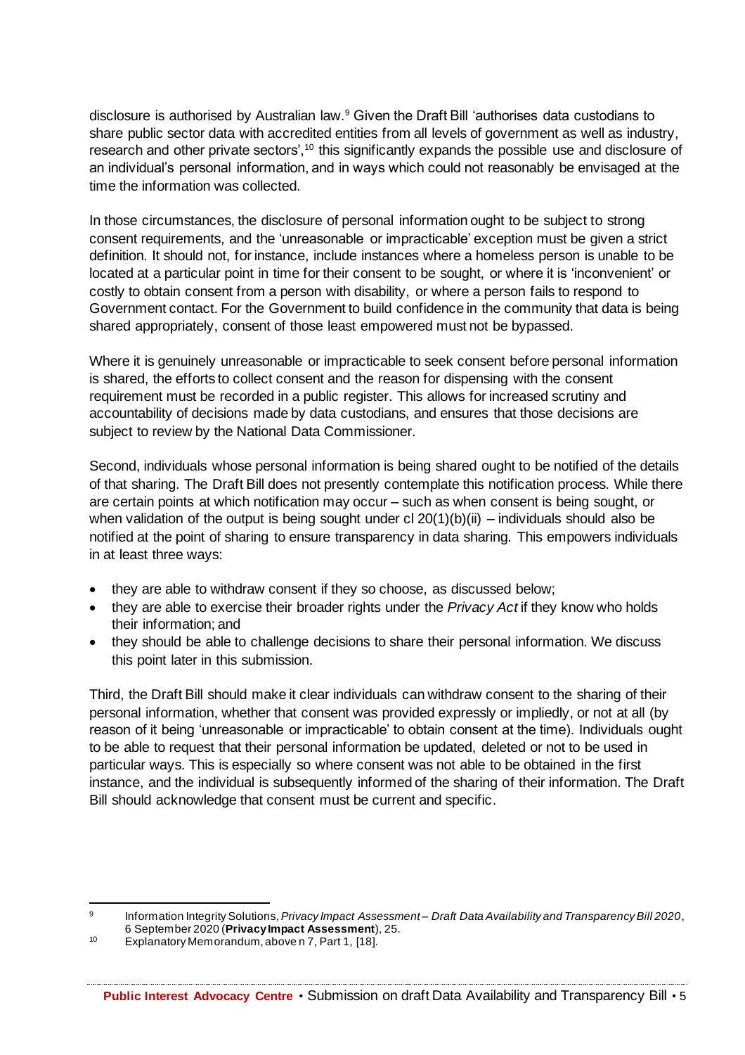disclosure is authorised by Australian law.[9] Given the Draft Bill 'authorises data custodians to share public sector data with accredited entities from all levels of government as well as industry, research and other private sectors',[10] this significantly expands the possible use and disclosure of an individual's personal information, and in ways which could not reasonably be envisaged at the time the information was collected.

In those circumstances, the disclosure of personal information ought to be subject to strong consent requirements, and the 'unreasonable or impracticable' exception must be given a strict definition. It should not, for instance, include instances where a homeless person is unable to be located at a particular point in time for their consent to be sought, or where it is 'inconvenient' or costly to obtain consent from a person with disability, or where a person fails to respond to Government contact. For the Government to build confidence in the community that data is being shared appropriately, consent of those least empowered must not be bypassed.

Where it is genuinely unreasonable or impracticable to seek consent before personal information is shared, the efforts to collect consent and the reason for dispensing with the consent requirement must be recorded in a public register. This allows for increased scrutiny and accountability of decisions made by data custodians, and ensures that those decisions are subject to review by the National Data Commissioner.

Second, individuals whose personal information is being shared ought to be notified of the details of that sharing. The Draft Bill does not presently contemplate this notification process. While there are certain points at which notification may occur – such as when consent is being sought, or when validation of the output is being sought under cl 20(1)(b)(ii) – individuals should also be notified at the point of sharing to ensure transparency in data sharing. This empowers individuals in at least three ways:

- they are able to withdraw consent if they so choose, as discussed below;
- they are able to exercise their broader rights under the *Privacy Act* if they know who holds their information; and
- they should be able to challenge decisions to share their personal information. We discuss this point later in this submission.

Third, the Draft Bill should make it clear individuals can withdraw consent to the sharing of their personal information, whether that consent was provided expressly or impliedly, or not at all (by reason of it being 'unreasonable or impracticable' to obtain consent at the time). Individuals ought to be able to request that their personal information be updated, deleted or not to be used in particular ways. This is especially so where consent was not able to be obtained in the first instance, and the individual is subsequently informed of the sharing of their information. The Draft Bill should acknowledge that consent must be current and specific.

---

[9] Information Integrity Solutions, *Privacy Impact Assessment – Draft Data Availability and Transparency Bill 2020*, 6 September 2020 (**Privacy Impact Assessment**), 25.

[10] Explanatory Memorandum, above n 7, Part 1, [18].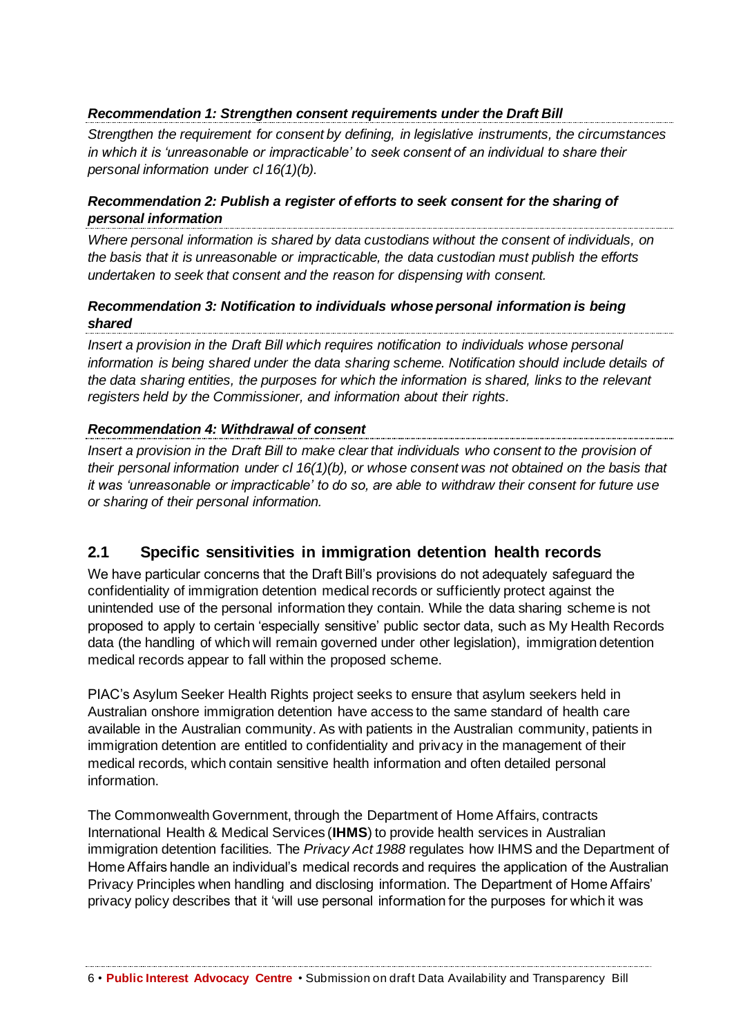***Recommendation 1: Strengthen consent requirements under the Draft Bill***

*Strengthen the requirement for consent by defining, in legislative instruments, the circumstances in which it is 'unreasonable or impracticable' to seek consent of an individual to share their personal information under cl 16(1)(b).*

***Recommendation 2: Publish a register of efforts to seek consent for the sharing of personal information***

*Where personal information is shared by data custodians without the consent of individuals, on the basis that it is unreasonable or impracticable, the data custodian must publish the efforts undertaken to seek that consent and the reason for dispensing with consent.*

***Recommendation 3: Notification to individuals whose personal information is being shared***

*Insert a provision in the Draft Bill which requires notification to individuals whose personal information is being shared under the data sharing scheme. Notification should include details of the data sharing entities, the purposes for which the information is shared, links to the relevant registers held by the Commissioner, and information about their rights.*

***Recommendation 4: Withdrawal of consent***

*Insert a provision in the Draft Bill to make clear that individuals who consent to the provision of their personal information under cl 16(1)(b), or whose consent was not obtained on the basis that it was 'unreasonable or impracticable' to do so, are able to withdraw their consent for future use or sharing of their personal information.*

## 2.1 Specific sensitivities in immigration detention health records

We have particular concerns that the Draft Bill's provisions do not adequately safeguard the confidentiality of immigration detention medical records or sufficiently protect against the unintended use of the personal information they contain. While the data sharing scheme is not proposed to apply to certain 'especially sensitive' public sector data, such as My Health Records data (the handling of which will remain governed under other legislation), immigration detention medical records appear to fall within the proposed scheme.

PIAC's Asylum Seeker Health Rights project seeks to ensure that asylum seekers held in Australian onshore immigration detention have access to the same standard of health care available in the Australian community. As with patients in the Australian community, patients in immigration detention are entitled to confidentiality and privacy in the management of their medical records, which contain sensitive health information and often detailed personal information.

The Commonwealth Government, through the Department of Home Affairs, contracts International Health & Medical Services (**IHMS**) to provide health services in Australian immigration detention facilities. The *Privacy Act 1988* regulates how IHMS and the Department of Home Affairs handle an individual's medical records and requires the application of the Australian Privacy Principles when handling and disclosing information. The Department of Home Affairs' privacy policy describes that it 'will use personal information for the purposes for which it was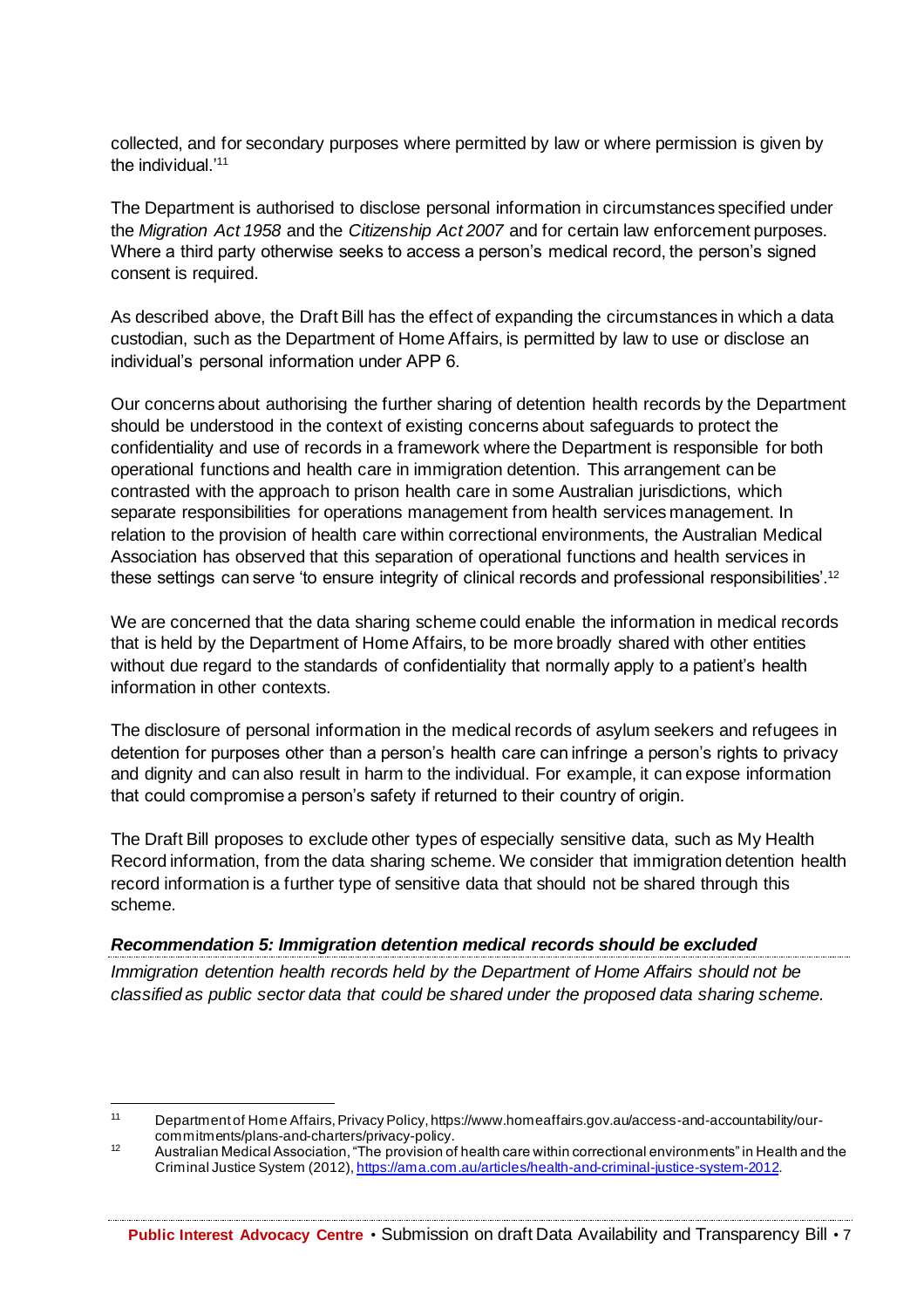collected, and for secondary purposes where permitted by law or where permission is given by the individual.'[11]

The Department is authorised to disclose personal information in circumstances specified under the *Migration Act 1958* and the *Citizenship Act 2007* and for certain law enforcement purposes. Where a third party otherwise seeks to access a person's medical record, the person's signed consent is required.

As described above, the Draft Bill has the effect of expanding the circumstances in which a data custodian, such as the Department of Home Affairs, is permitted by law to use or disclose an individual's personal information under APP 6.

Our concerns about authorising the further sharing of detention health records by the Department should be understood in the context of existing concerns about safeguards to protect the confidentiality and use of records in a framework where the Department is responsible for both operational functions and health care in immigration detention. This arrangement can be contrasted with the approach to prison health care in some Australian jurisdictions, which separate responsibilities for operations management from health services management. In relation to the provision of health care within correctional environments, the Australian Medical Association has observed that this separation of operational functions and health services in these settings can serve 'to ensure integrity of clinical records and professional responsibilities'.[12]

We are concerned that the data sharing scheme could enable the information in medical records that is held by the Department of Home Affairs, to be more broadly shared with other entities without due regard to the standards of confidentiality that normally apply to a patient's health information in other contexts.

The disclosure of personal information in the medical records of asylum seekers and refugees in detention for purposes other than a person's health care can infringe a person's rights to privacy and dignity and can also result in harm to the individual. For example, it can expose information that could compromise a person's safety if returned to their country of origin.

The Draft Bill proposes to exclude other types of especially sensitive data, such as My Health Record information, from the data sharing scheme. We consider that immigration detention health record information is a further type of sensitive data that should not be shared through this scheme.

***Recommendation 5: Immigration detention medical records should be excluded***

*Immigration detention health records held by the Department of Home Affairs should not be classified as public sector data that could be shared under the proposed data sharing scheme.*

---

[11] Department of Home Affairs, Privacy Policy, https://www.homeaffairs.gov.au/access-and-accountability/our-commitments/plans-and-charters/privacy-policy.

[12] Australian Medical Association, "The provision of health care within correctional environments" in Health and the Criminal Justice System (2012), https://ama.com.au/articles/health-and-criminal-justice-system-2012.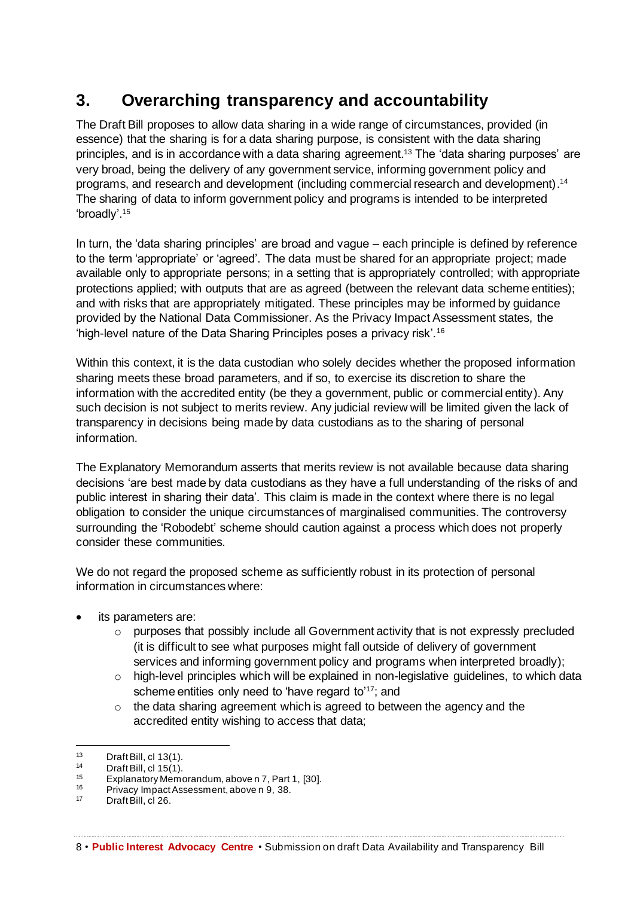## 3. Overarching transparency and accountability

The Draft Bill proposes to allow data sharing in a wide range of circumstances, provided (in essence) that the sharing is for a data sharing purpose, is consistent with the data sharing principles, and is in accordance with a data sharing agreement.[13] The 'data sharing purposes' are very broad, being the delivery of any government service, informing government policy and programs, and research and development (including commercial research and development).[14] The sharing of data to inform government policy and programs is intended to be interpreted 'broadly'.[15]

In turn, the 'data sharing principles' are broad and vague – each principle is defined by reference to the term 'appropriate' or 'agreed'. The data must be shared for an appropriate project; made available only to appropriate persons; in a setting that is appropriately controlled; with appropriate protections applied; with outputs that are as agreed (between the relevant data scheme entities); and with risks that are appropriately mitigated. These principles may be informed by guidance provided by the National Data Commissioner. As the Privacy Impact Assessment states, the 'high-level nature of the Data Sharing Principles poses a privacy risk'.[16]

Within this context, it is the data custodian who solely decides whether the proposed information sharing meets these broad parameters, and if so, to exercise its discretion to share the information with the accredited entity (be they a government, public or commercial entity). Any such decision is not subject to merits review. Any judicial review will be limited given the lack of transparency in decisions being made by data custodians as to the sharing of personal information.

The Explanatory Memorandum asserts that merits review is not available because data sharing decisions 'are best made by data custodians as they have a full understanding of the risks of and public interest in sharing their data'. This claim is made in the context where there is no legal obligation to consider the unique circumstances of marginalised communities. The controversy surrounding the 'Robodebt' scheme should caution against a process which does not properly consider these communities.

We do not regard the proposed scheme as sufficiently robust in its protection of personal information in circumstances where:

- its parameters are:
  - purposes that possibly include all Government activity that is not expressly precluded (it is difficult to see what purposes might fall outside of delivery of government services and informing government policy and programs when interpreted broadly);
  - high-level principles which will be explained in non-legislative guidelines, to which data scheme entities only need to 'have regard to'[17]; and
  - the data sharing agreement which is agreed to between the agency and the accredited entity wishing to access that data;

---

[13] Draft Bill, cl 13(1).

[14] Draft Bill, cl 15(1).

[15] Explanatory Memorandum, above n 7, Part 1, [30].

[16] Privacy Impact Assessment, above n 9, 38.

[17] Draft Bill, cl 26.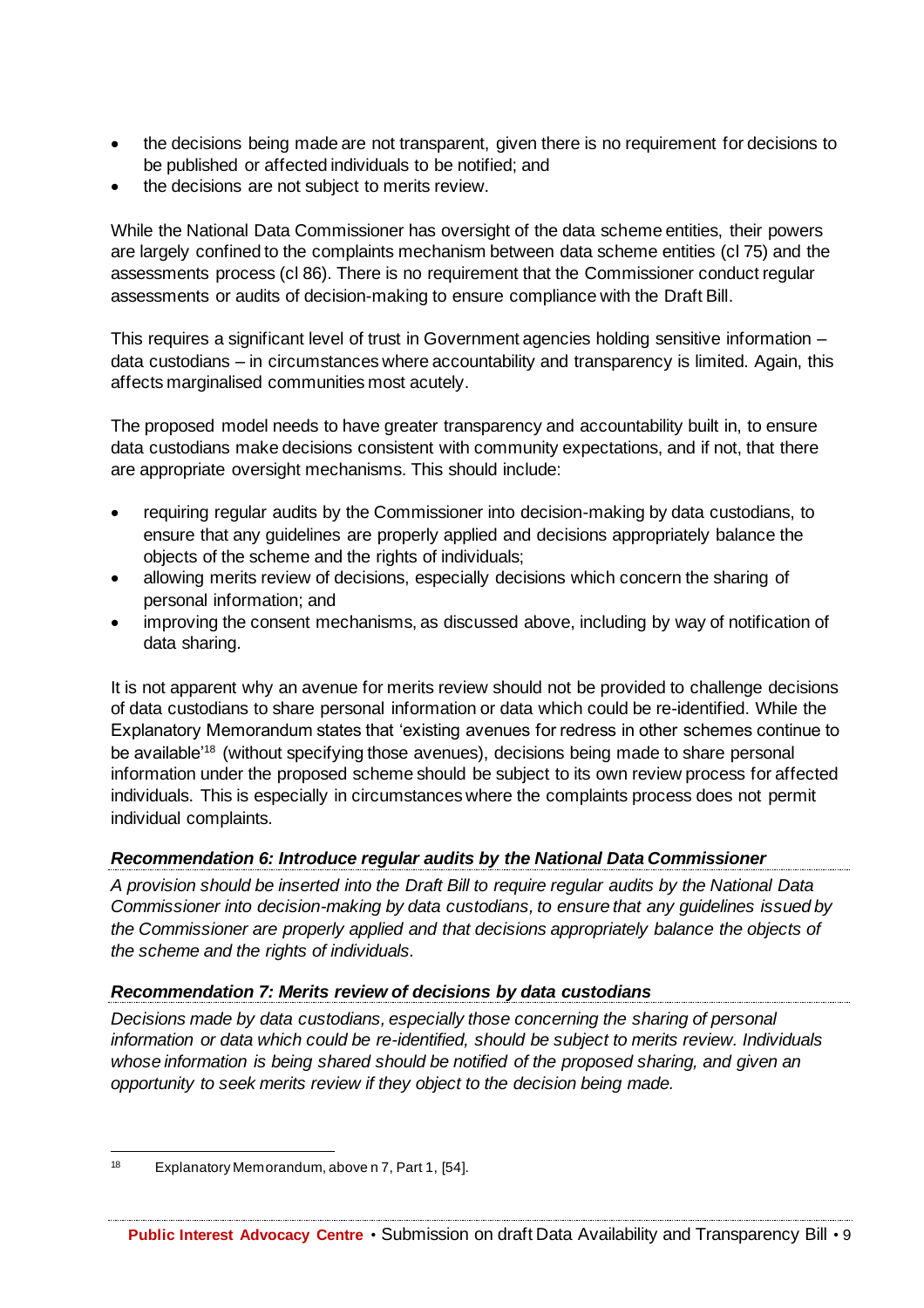- the decisions being made are not transparent, given there is no requirement for decisions to be published or affected individuals to be notified; and
- the decisions are not subject to merits review.

While the National Data Commissioner has oversight of the data scheme entities, their powers are largely confined to the complaints mechanism between data scheme entities (cl 75) and the assessments process (cl 86). There is no requirement that the Commissioner conduct regular assessments or audits of decision-making to ensure compliance with the Draft Bill.

This requires a significant level of trust in Government agencies holding sensitive information – data custodians – in circumstances where accountability and transparency is limited. Again, this affects marginalised communities most acutely.

The proposed model needs to have greater transparency and accountability built in, to ensure data custodians make decisions consistent with community expectations, and if not, that there are appropriate oversight mechanisms. This should include:

- requiring regular audits by the Commissioner into decision-making by data custodians, to ensure that any guidelines are properly applied and decisions appropriately balance the objects of the scheme and the rights of individuals;
- allowing merits review of decisions, especially decisions which concern the sharing of personal information; and
- improving the consent mechanisms, as discussed above, including by way of notification of data sharing.

It is not apparent why an avenue for merits review should not be provided to challenge decisions of data custodians to share personal information or data which could be re-identified. While the Explanatory Memorandum states that 'existing avenues for redress in other schemes continue to be available'[18] (without specifying those avenues), decisions being made to share personal information under the proposed scheme should be subject to its own review process for affected individuals. This is especially in circumstances where the complaints process does not permit individual complaints.

### *Recommendation 6: Introduce regular audits by the National Data Commissioner*

*A provision should be inserted into the Draft Bill to require regular audits by the National Data Commissioner into decision-making by data custodians, to ensure that any guidelines issued by the Commissioner are properly applied and that decisions appropriately balance the objects of the scheme and the rights of individuals.*

### *Recommendation 7: Merits review of decisions by data custodians*

*Decisions made by data custodians, especially those concerning the sharing of personal information or data which could be re-identified, should be subject to merits review. Individuals whose information is being shared should be notified of the proposed sharing, and given an opportunity to seek merits review if they object to the decision being made.*

---

[18] Explanatory Memorandum, above n 7, Part 1, [54].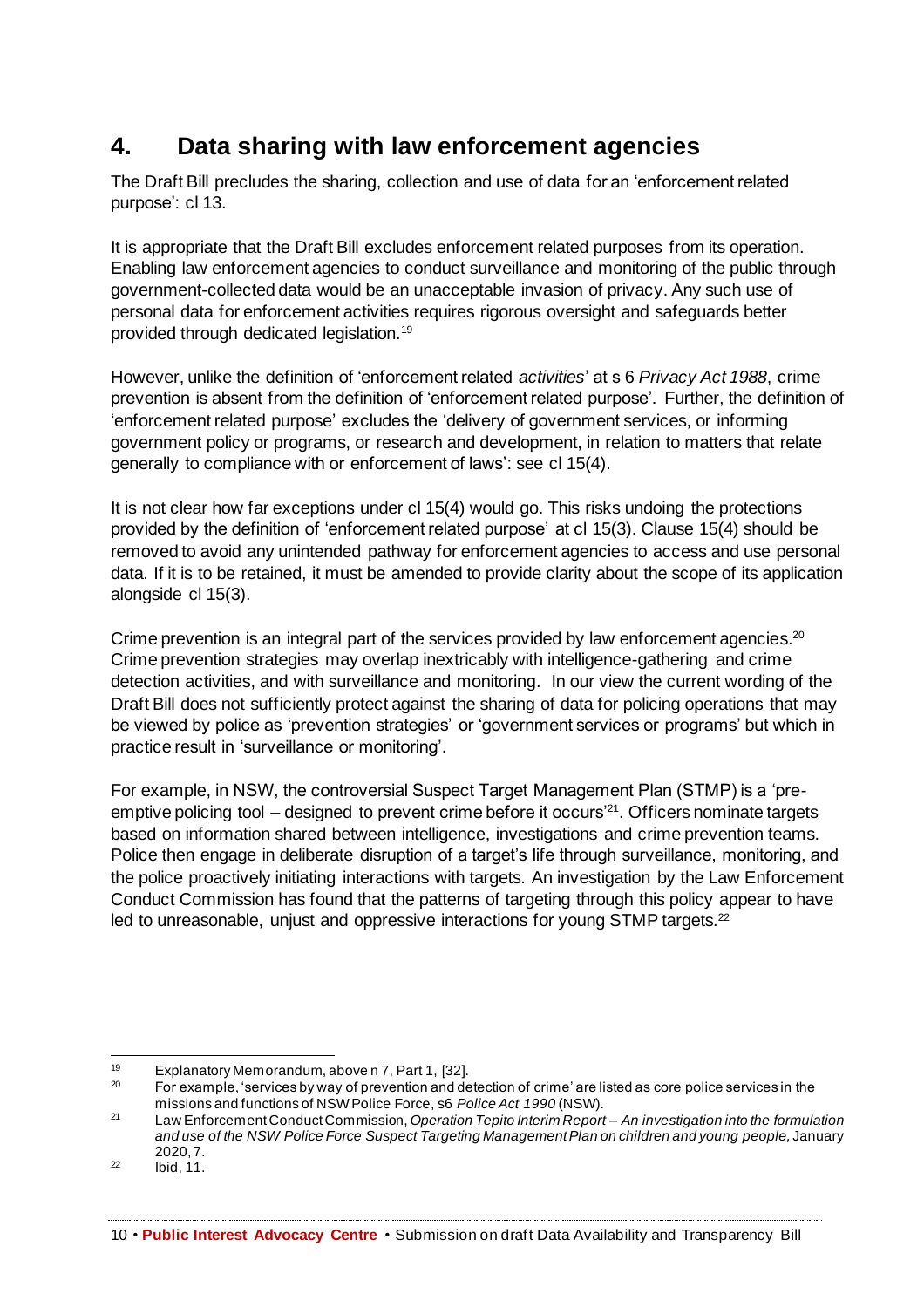## 4. Data sharing with law enforcement agencies

The Draft Bill precludes the sharing, collection and use of data for an 'enforcement related purpose': cl 13.

It is appropriate that the Draft Bill excludes enforcement related purposes from its operation. Enabling law enforcement agencies to conduct surveillance and monitoring of the public through government-collected data would be an unacceptable invasion of privacy. Any such use of personal data for enforcement activities requires rigorous oversight and safeguards better provided through dedicated legislation.[19]

However, unlike the definition of 'enforcement related *activities*' at s 6 *Privacy Act 1988*, crime prevention is absent from the definition of 'enforcement related purpose'. Further, the definition of 'enforcement related purpose' excludes the 'delivery of government services, or informing government policy or programs, or research and development, in relation to matters that relate generally to compliance with or enforcement of laws': see cl 15(4).

It is not clear how far exceptions under cl 15(4) would go. This risks undoing the protections provided by the definition of 'enforcement related purpose' at cl 15(3). Clause 15(4) should be removed to avoid any unintended pathway for enforcement agencies to access and use personal data. If it is to be retained, it must be amended to provide clarity about the scope of its application alongside cl 15(3).

Crime prevention is an integral part of the services provided by law enforcement agencies.[20] Crime prevention strategies may overlap inextricably with intelligence-gathering and crime detection activities, and with surveillance and monitoring. In our view the current wording of the Draft Bill does not sufficiently protect against the sharing of data for policing operations that may be viewed by police as 'prevention strategies' or 'government services or programs' but which in practice result in 'surveillance or monitoring'.

For example, in NSW, the controversial Suspect Target Management Plan (STMP) is a 'pre-emptive policing tool – designed to prevent crime before it occurs'[21]. Officers nominate targets based on information shared between intelligence, investigations and crime prevention teams. Police then engage in deliberate disruption of a target's life through surveillance, monitoring, and the police proactively initiating interactions with targets. An investigation by the Law Enforcement Conduct Commission has found that the patterns of targeting through this policy appear to have led to unreasonable, unjust and oppressive interactions for young STMP targets.[22]

---

[19] Explanatory Memorandum, above n 7, Part 1, [32].

[20] For example, 'services by way of prevention and detection of crime' are listed as core police services in the missions and functions of NSW Police Force, s6 *Police Act 1990* (NSW).

[21] Law Enforcement Conduct Commission, *Operation Tepito Interim Report – An investigation into the formulation and use of the NSW Police Force Suspect Targeting Management Plan on children and young people,* January 2020, 7.

[22] Ibid, 11.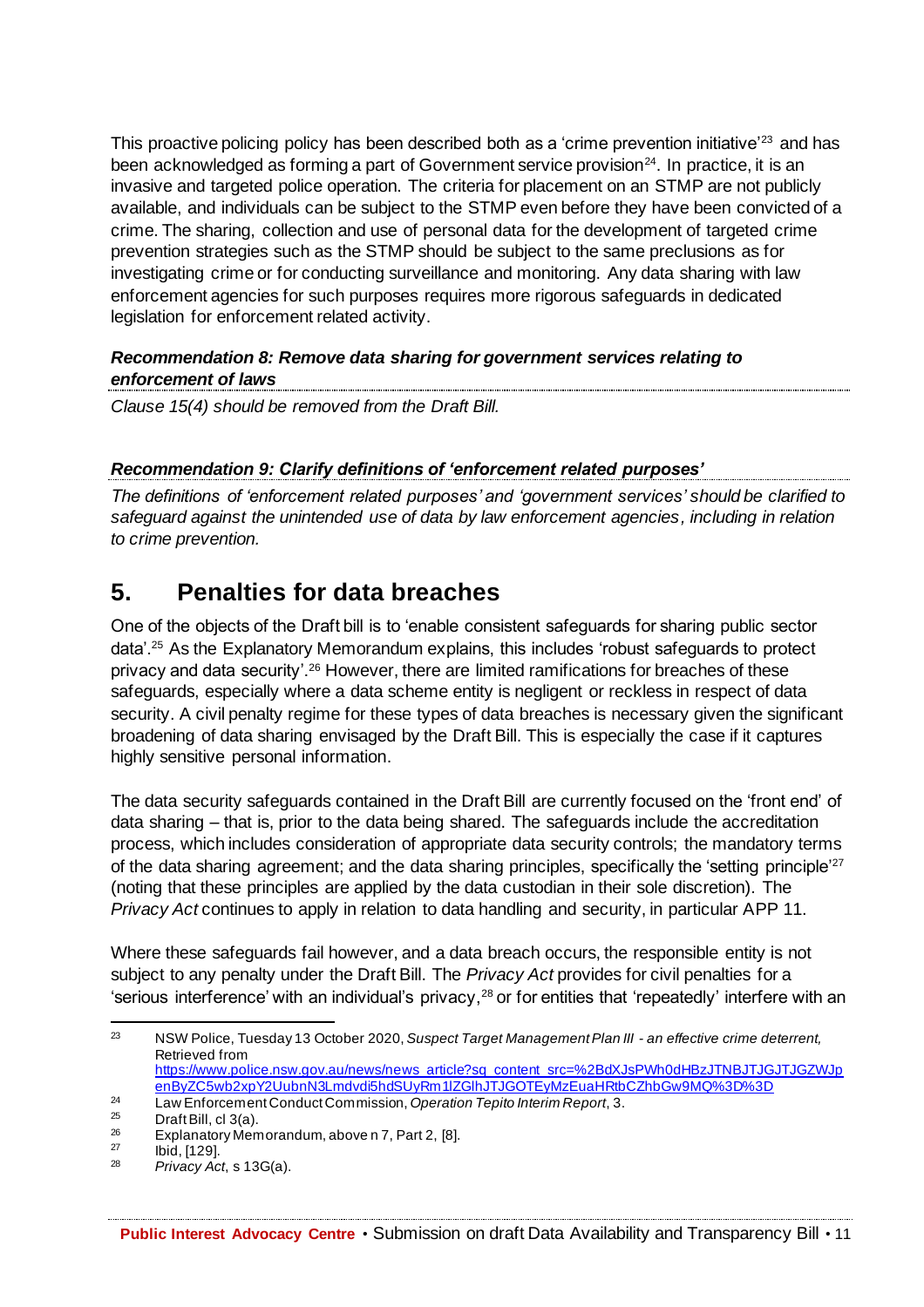This proactive policing policy has been described both as a 'crime prevention initiative'[23] and has been acknowledged as forming a part of Government service provision[24]. In practice, it is an invasive and targeted police operation. The criteria for placement on an STMP are not publicly available, and individuals can be subject to the STMP even before they have been convicted of a crime. The sharing, collection and use of personal data for the development of targeted crime prevention strategies such as the STMP should be subject to the same preclusions as for investigating crime or for conducting surveillance and monitoring. Any data sharing with law enforcement agencies for such purposes requires more rigorous safeguards in dedicated legislation for enforcement related activity.

***Recommendation 8: Remove data sharing for government services relating to enforcement of laws***

*Clause 15(4) should be removed from the Draft Bill.*

***Recommendation 9: Clarify definitions of 'enforcement related purposes'***

*The definitions of 'enforcement related purposes' and 'government services' should be clarified to safeguard against the unintended use of data by law enforcement agencies, including in relation to crime prevention.*

# 5. Penalties for data breaches

One of the objects of the Draft bill is to 'enable consistent safeguards for sharing public sector data'.[25] As the Explanatory Memorandum explains, this includes 'robust safeguards to protect privacy and data security'.[26] However, there are limited ramifications for breaches of these safeguards, especially where a data scheme entity is negligent or reckless in respect of data security. A civil penalty regime for these types of data breaches is necessary given the significant broadening of data sharing envisaged by the Draft Bill. This is especially the case if it captures highly sensitive personal information.

The data security safeguards contained in the Draft Bill are currently focused on the 'front end' of data sharing – that is, prior to the data being shared. The safeguards include the accreditation process, which includes consideration of appropriate data security controls; the mandatory terms of the data sharing agreement; and the data sharing principles, specifically the 'setting principle'[27] (noting that these principles are applied by the data custodian in their sole discretion). The *Privacy Act* continues to apply in relation to data handling and security, in particular APP 11.

Where these safeguards fail however, and a data breach occurs, the responsible entity is not subject to any penalty under the Draft Bill. The *Privacy Act* provides for civil penalties for a 'serious interference' with an individual's privacy,[28] or for entities that 'repeatedly' interfere with an

---

[23] NSW Police, Tuesday 13 October 2020, *Suspect Target Management Plan III - an effective crime deterrent,* Retrieved from https://www.police.nsw.gov.au/news/news_article?sq_content_src=%2BdXJsPWh0dHBzJTNBJTJGJTJGZWJpenByZC5wb2xpY2UubnN3Lmdvdi5hdSUyRm1lZGlhJTJGOTEyMzEuaHRtbCZhbGw9MQ%3D%3D

[24] Law Enforcement Conduct Commission, *Operation Tepito Interim Report*, 3.

[25] Draft Bill, cl 3(a).

[26] Explanatory Memorandum, above n 7, Part 2, [8].

[27] Ibid, [129].

[28] *Privacy Act*, s 13G(a).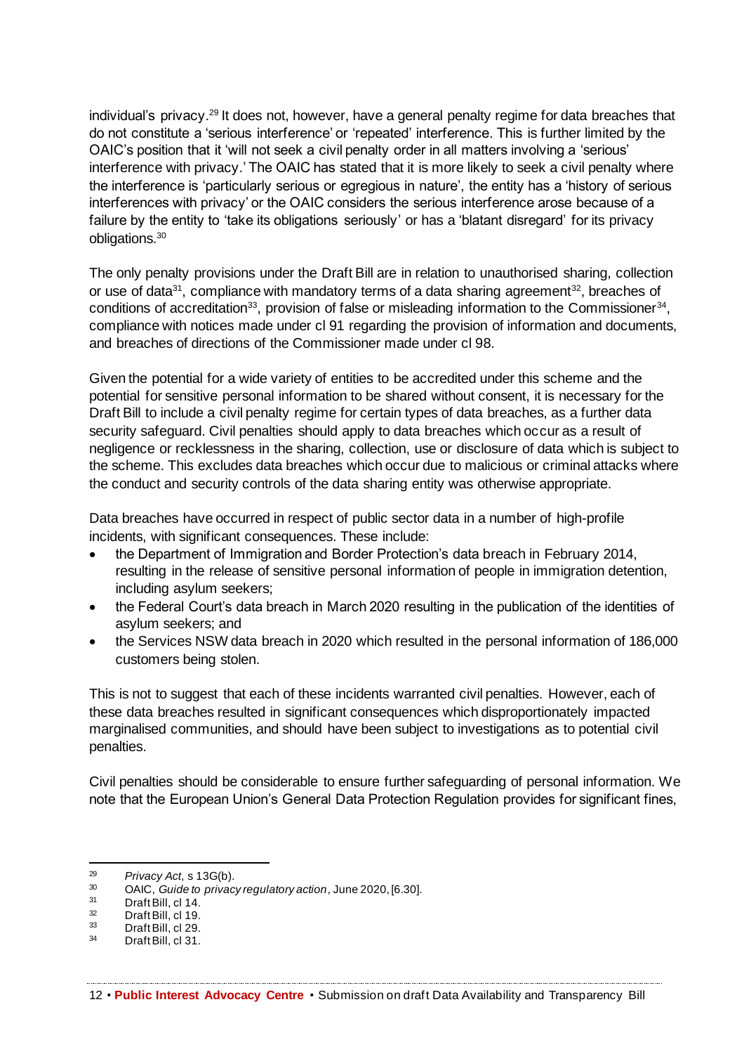individual's privacy.[29] It does not, however, have a general penalty regime for data breaches that do not constitute a 'serious interference' or 'repeated' interference. This is further limited by the OAIC's position that it 'will not seek a civil penalty order in all matters involving a 'serious' interference with privacy.' The OAIC has stated that it is more likely to seek a civil penalty where the interference is 'particularly serious or egregious in nature', the entity has a 'history of serious interferences with privacy' or the OAIC considers the serious interference arose because of a failure by the entity to 'take its obligations seriously' or has a 'blatant disregard' for its privacy obligations.[30]

The only penalty provisions under the Draft Bill are in relation to unauthorised sharing, collection or use of data[31], compliance with mandatory terms of a data sharing agreement[32], breaches of conditions of accreditation[33], provision of false or misleading information to the Commissioner[34], compliance with notices made under cl 91 regarding the provision of information and documents, and breaches of directions of the Commissioner made under cl 98.

Given the potential for a wide variety of entities to be accredited under this scheme and the potential for sensitive personal information to be shared without consent, it is necessary for the Draft Bill to include a civil penalty regime for certain types of data breaches, as a further data security safeguard. Civil penalties should apply to data breaches which occur as a result of negligence or recklessness in the sharing, collection, use or disclosure of data which is subject to the scheme. This excludes data breaches which occur due to malicious or criminal attacks where the conduct and security controls of the data sharing entity was otherwise appropriate.

Data breaches have occurred in respect of public sector data in a number of high-profile incidents, with significant consequences. These include:

- the Department of Immigration and Border Protection's data breach in February 2014, resulting in the release of sensitive personal information of people in immigration detention, including asylum seekers;
- the Federal Court's data breach in March 2020 resulting in the publication of the identities of asylum seekers; and
- the Services NSW data breach in 2020 which resulted in the personal information of 186,000 customers being stolen.

This is not to suggest that each of these incidents warranted civil penalties. However, each of these data breaches resulted in significant consequences which disproportionately impacted marginalised communities, and should have been subject to investigations as to potential civil penalties.

Civil penalties should be considerable to ensure further safeguarding of personal information. We note that the European Union's General Data Protection Regulation provides for significant fines,

---

[29] *Privacy Act*, s 13G(b).

[30] OAIC, *Guide to privacy regulatory action*, June 2020, [6.30].

[31] Draft Bill, cl 14.

[32] Draft Bill, cl 19.

[33] Draft Bill, cl 29.

[34] Draft Bill, cl 31.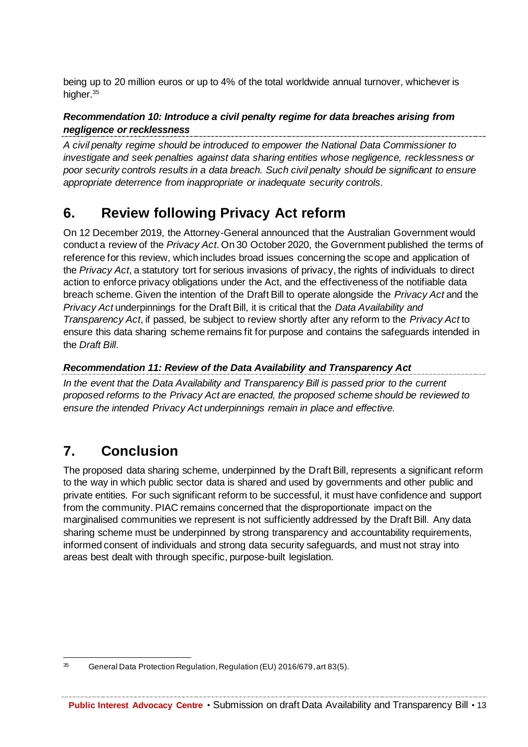being up to 20 million euros or up to 4% of the total worldwide annual turnover, whichever is higher.[35]

***Recommendation 10: Introduce a civil penalty regime for data breaches arising from negligence or recklessness***

*A civil penalty regime should be introduced to empower the National Data Commissioner to investigate and seek penalties against data sharing entities whose negligence, recklessness or poor security controls results in a data breach. Such civil penalty should be significant to ensure appropriate deterrence from inappropriate or inadequate security controls.*

# 6. Review following Privacy Act reform

On 12 December 2019, the Attorney-General announced that the Australian Government would conduct a review of the *Privacy Act*. On 30 October 2020, the Government published the terms of reference for this review, which includes broad issues concerning the scope and application of the *Privacy Act*, a statutory tort for serious invasions of privacy, the rights of individuals to direct action to enforce privacy obligations under the Act, and the effectiveness of the notifiable data breach scheme. Given the intention of the Draft Bill to operate alongside the *Privacy Act* and the *Privacy Act* underpinnings for the Draft Bill, it is critical that the *Data Availability and Transparency Act*, if passed, be subject to review shortly after any reform to the *Privacy Act* to ensure this data sharing scheme remains fit for purpose and contains the safeguards intended in the *Draft Bill*.

***Recommendation 11: Review of the Data Availability and Transparency Act***

*In the event that the Data Availability and Transparency Bill is passed prior to the current proposed reforms to the Privacy Act are enacted, the proposed scheme should be reviewed to ensure the intended Privacy Act underpinnings remain in place and effective.*

# 7. Conclusion

The proposed data sharing scheme, underpinned by the Draft Bill, represents a significant reform to the way in which public sector data is shared and used by governments and other public and private entities. For such significant reform to be successful, it must have confidence and support from the community. PIAC remains concerned that the disproportionate impact on the marginalised communities we represent is not sufficiently addressed by the Draft Bill. Any data sharing scheme must be underpinned by strong transparency and accountability requirements, informed consent of individuals and strong data security safeguards, and must not stray into areas best dealt with through specific, purpose-built legislation.

---

[35] General Data Protection Regulation, Regulation (EU) 2016/679, art 83(5).